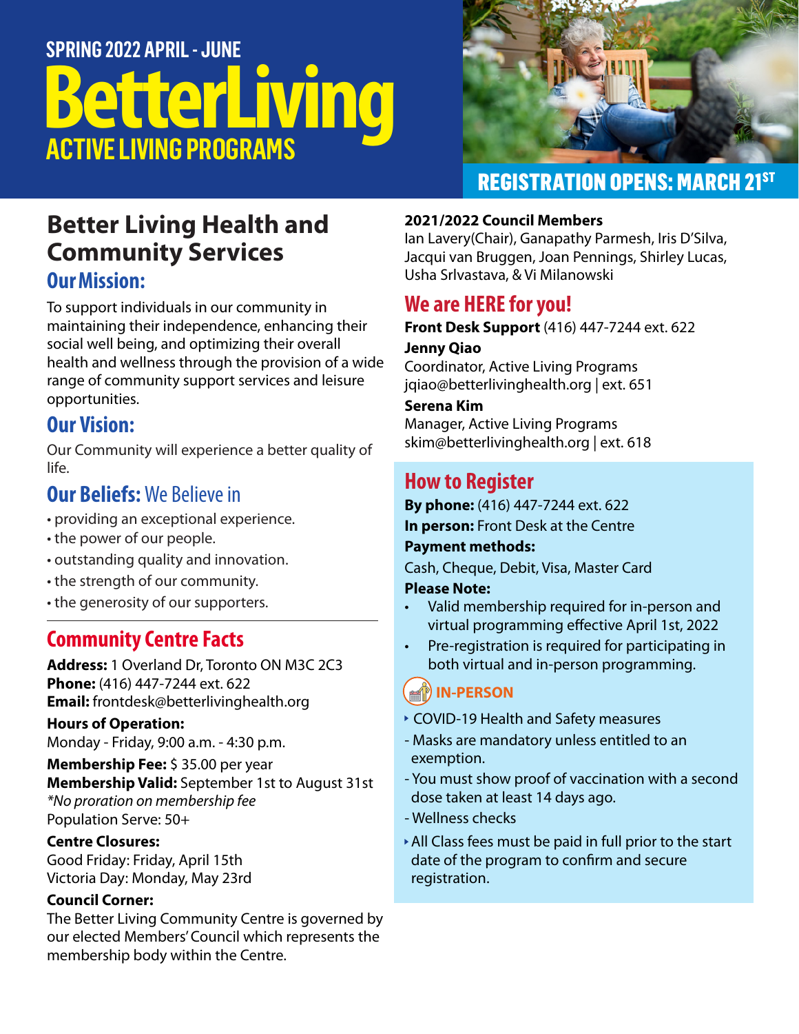SPRING 2022 APRIL - JUNE

# BetterLiving

## ACTIVE LIVING PROGRAMS

**REGISTRATION OPENS: MARCH 21ST**

## Better Living Health and Community Services

### Our Mission:

To support individuals in our community in maintaining their independence, enhancing their social well being, and optimizing their overall health and wellness through the provision of a wide range of community support services and leisure opportunities.

### Our Vision:

Our Community will experience a better quality of life.

### Our Beliefs: We Believe in

- providing an exceptional experience.
- the power of our people.
- outstanding quality and innovation.
- the strength of our community.
- the generosity of our supporters.

## Community Centre Facts

**Address:** 1 Overland Dr, Toronto ON M3C 2C3
**Phone:** (416) 447-7244 ext. 622
**Email:** frontdesk@betterlivinghealth.org

**Hours of Operation:**
Monday - Friday, 9:00 a.m. - 4:30 p.m.

**Membership Fee:** $ 35.00 per year
**Membership Valid:** September 1st to August 31st
*\*No proration on membership fee*
Population Serve: 50+

**Centre Closures:**
Good Friday: Friday, April 15th
Victoria Day: Monday, May 23rd

**Council Corner:**
The Better Living Community Centre is governed by our elected Members' Council which represents the membership body within the Centre.

**2021/2022 Council Members**
Ian Lavery(Chair), Ganapathy Parmesh, Iris D'Silva, Jacqui van Bruggen, Joan Pennings, Shirley Lucas, Usha Srlvastava, & Vi Milanowski

## We are HERE for you!

**Front Desk Support** (416) 447-7244 ext. 622

**Jenny Qiao**
Coordinator, Active Living Programs
jqiao@betterlivinghealth.org | ext. 651

**Serena Kim**
Manager, Active Living Programs
skim@betterlivinghealth.org | ext. 618

## How to Register

**By phone:** (416) 447-7244 ext. 622
**In person:** Front Desk at the Centre
**Payment methods:**
Cash, Cheque, Debit, Visa, Master Card
**Please Note:**

- Valid membership required for in-person and virtual programming effective April 1st, 2022
- Pre-registration is required for participating in both virtual and in-person programming.

### IN-PERSON

- COVID-19 Health and Safety measures
  - Masks are mandatory unless entitled to an exemption.
  - You must show proof of vaccination with a second dose taken at least 14 days ago.
  - Wellness checks
- All Class fees must be paid in full prior to the start date of the program to confirm and secure registration.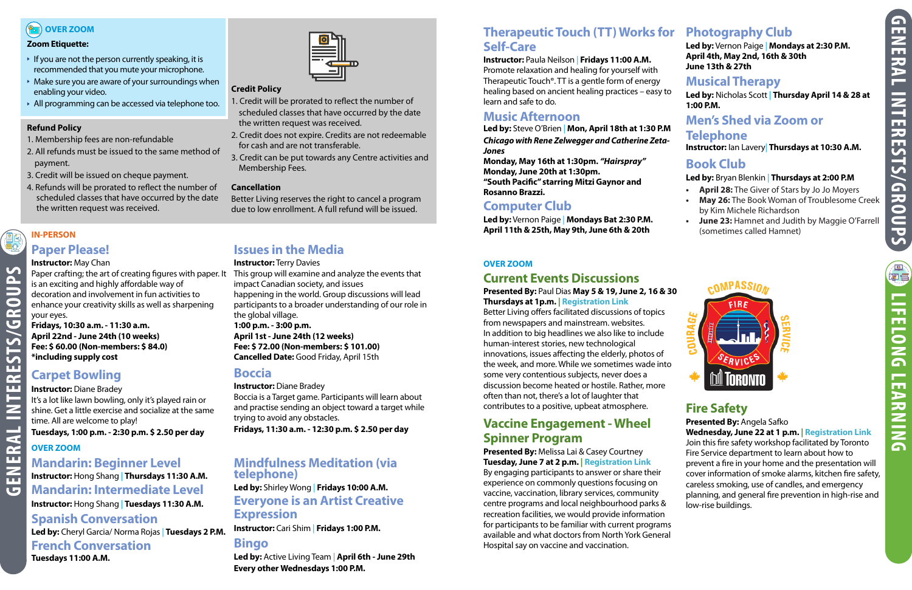## OVER ZOOM

**Zoom Etiquette:**

- If you are not the person currently speaking, it is recommended that you mute your microphone.
- Make sure you are aware of your surroundings when enabling your video.
- All programming can be accessed via telephone too.

**Refund Policy**

1. Membership fees are non-refundable
2. All refunds must be issued to the same method of payment.
3. Credit will be issued on cheque payment.
4. Refunds will be prorated to reflect the number of scheduled classes that have occurred by the date the written request was received.

**Credit Policy**

1. Credit will be prorated to reflect the number of scheduled classes that have occurred by the date the written request was received.
2. Credit does not expire. Credits are not redeemable for cash and are not transferable.
3. Credit can be put towards any Centre activities and Membership Fees.

**Cancellation**

Better Living reserves the right to cancel a program due to low enrollment. A full refund will be issued.

# GENERAL INTERESTS/GROUPS

## IN-PERSON

### Paper Please!

**Instructor:** May Chan

Paper crafting; the art of creating figures with paper. It is an exciting and highly affordable way of decoration and involvement in fun activities to enhance your creativity skills as well as sharpening your eyes.

**Fridays, 10:30 a.m. - 11:30 a.m.**
**April 22nd - June 24th (10 weeks)**
**Fee: $ 60.00 (Non-members: $ 84.0)**
***including supply cost**

### Carpet Bowling

**Instructor:** Diane Bradey

It's a lot like lawn bowling, only it's played rain or shine. Get a little exercise and socialize at the same time. All are welcome to play!

**Tuesdays, 1:00 p.m. - 2:30 p.m. $ 2.50 per day**

### Issues in the Media

**Instructor:** Terry Davies

This group will examine and analyze the events that impact Canadian society, and issues happening in the world. Group discussions will lead participants to a broader understanding of our role in the global village.

**1:00 p.m. - 3:00 p.m.**
**April 1st - June 24th (12 weeks)**
**Fee: $ 72.00 (Non-members: $ 101.00)**
**Cancelled Date:** Good Friday, April 15th

### Boccia

**Instructor:** Diane Bradey

Boccia is a Target game. Participants will learn about and practise sending an object toward a target while trying to avoid any obstacles.

**Fridays, 11:30 a.m. - 12:30 p.m. $ 2.50 per day**

## OVER ZOOM

### Mandarin: Beginner Level

**Instructor:** Hong Shang | **Thursdays 11:30 A.M.**

### Mandarin: Intermediate Level

**Instructor:** Hong Shang | **Tuesdays 11:30 A.M.**

### Spanish Conversation

**Led by:** Cheryl Garcia/ Norma Rojas | **Tuesdays 2 P.M.**

### French Conversation

**Tuesdays 11:00 A.M.**

### Mindfulness Meditation (via telephone)

**Led by:** Shirley Wong | **Fridays 10:00 A.M.**

### Everyone is an Artist Creative Expression

**Instructor:** Cari Shim | **Fridays 1:00 P.M.**

### Bingo

**Led by:** Active Living Team | **April 6th - June 29th**
**Every other Wednesdays 1:00 P.M.**

### Therapeutic Touch (TT) Works for Self-Care

**Instructor:** Paula Neilson | **Fridays 11:00 A.M.**

Promote relaxation and healing for yourself with Therapeutic Touch®. TT is a gentle form of energy healing based on ancient healing practices – easy to learn and safe to do.

### Music Afternoon

**Led by:** Steve O'Brien | **Mon, April 18th at 1:30 P.M**

***Chicago with Rene Zelwegger and Catherine Zeta-Jones***
**Monday, May 16th at 1:30pm. *"Hairspray"***
**Monday, June 20th at 1:30pm.**
**"South Pacific" starring Mitzi Gaynor and Rosanno Brazzi.**

### Computer Club

**Led by:** Vernon Paige | **Mondays Bat 2:30 P.M.**
**April 11th & 25th, May 9th, June 6th & 20th**

### Photography Club

**Led by:** Vernon Paige | **Mondays at 2:30 P.M.**
**April 4th, May 2nd, 16th & 30th**
**June 13th & 27th**

### Musical Therapy

**Led by:** Nicholas Scott | **Thursday April 14 & 28 at 1:00 P.M.**

### Men's Shed via Zoom or Telephone

**Instructor:** Ian Lavery| **Thursdays at 10:30 A.M.**

### Book Club

**Led by:** Bryan Blenkin | **Thursdays at 2:00 P.M**

- **April 28:** The Giver of Stars by Jo Jo Moyers
- **May 26:** The Book Woman of Troublesome Creek by Kim Michele Richardson
- **June 23:** Hamnet and Judith by Maggie O'Farrell (sometimes called Hamnet)

# LIFELONG LEARNING

## OVER ZOOM

### Current Events Discussions

**Presented By:** Paul Dias **May 5 & 19, June 2, 16 & 30 Thursdays at 1p.m.** | Registration Link

Better Living offers facilitated discussions of topics from newspapers and mainstream. websites. In addition to big headlines we also like to include human-interest stories, new technological innovations, issues affecting the elderly, photos of the week, and more. While we sometimes wade into some very contentious subjects, never does a discussion become heated or hostile. Rather, more often than not, there's a lot of laughter that contributes to a positive, upbeat atmosphere.

### Vaccine Engagement - Wheel Spinner Program

**Presented By:** Melissa Lai & Casey Courtney
**Tuesday, June 7 at 2 p.m.** | Registration Link

By engaging participants to answer or share their experience on commonly questions focusing on vaccine, vaccination, library services, community centre programs and local neighbourhood parks & recreation facilities, we would provide information for participants to be familiar with current programs available and what doctors from North York General Hospital say on vaccine and vaccination.

### Fire Safety

**Presented By:** Angela Safko
**Wednesday, June 22 at 1 p.m.** | Registration Link

Join this fire safety workshop facilitated by Toronto Fire Service department to learn about how to prevent a fire in your home and the presentation will cover information of smoke alarms, kitchen fire safety, careless smoking, use of candles, and emergency planning, and general fire prevention in high-rise and low-rise buildings.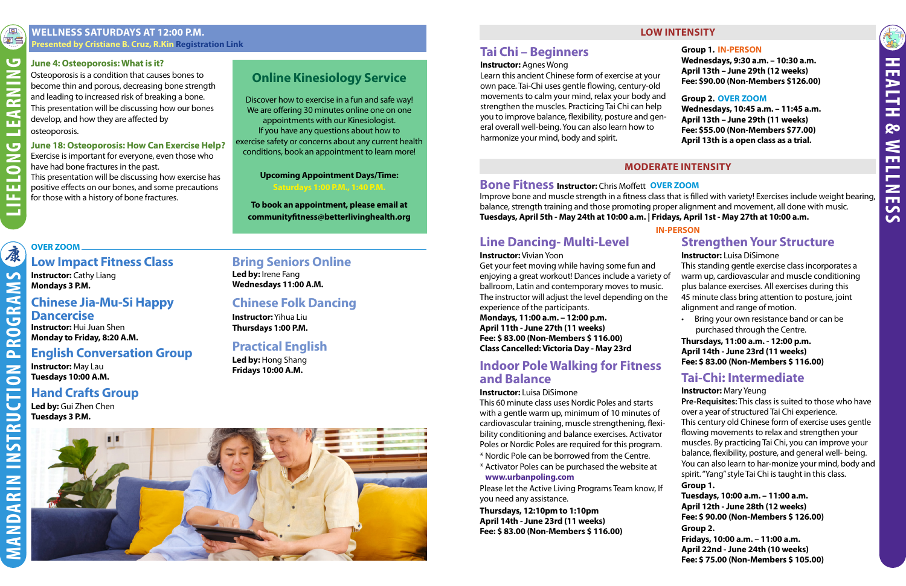# LIFELONG LEARNING

## WELLNESS SATURDAYS AT 12:00 P.M.

**Presented by Cristiane B. Cruz, R.Kin** Registration Link

### June 4: Osteoporosis: What is it?

Osteoporosis is a condition that causes bones to become thin and porous, decreasing bone strength and leading to increased risk of breaking a bone. This presentation will be discussing how our bones develop, and how they are affected by osteoporosis.

### June 18: Osteoporosis: How Can Exercise Help?

Exercise is important for everyone, even those who have had bone fractures in the past. This presentation will be discussing how exercise has positive effects on our bones, and some precautions for those with a history of bone fractures.

## Online Kinesiology Service

Discover how to exercise in a fun and safe way! We are offering 30 minutes online one on one appointments with our Kinesiologist. If you have any questions about how to exercise safety or concerns about any current health conditions, book an appointment to learn more!

**Upcoming Appointment Days/Time:**
**Saturdays 1:00 P.M., 1:40 P.M.**

**To book an appointment, please email at communityfitness@betterlivinghealth.org**

# MANDARIN INSTRUCTION PROGRAMS

OVER ZOOM

### Low Impact Fitness Class

**Instructor:** Cathy Liang
**Mondays 3 P.M.**

### Chinese Jia-Mu-Si Happy Dancercise

**Instructor:** Hui Juan Shen
**Monday to Friday, 8:20 A.M.**

### English Conversation Group

**Instructor:** May Lau
**Tuesdays 10:00 A.M.**

### Hand Crafts Group

**Led by:** Gui Zhen Chen
**Tuesdays 3 P.M.**

### Bring Seniors Online

**Led by:** Irene Fang
**Wednesdays 11:00 A.M.**

### Chinese Folk Dancing

**Instructor:** Yihua Liu
**Thursdays 1:00 P.M.**

### Practical English

**Led by:** Hong Shang
**Fridays 10:00 A.M.**

# HEALTH & WELLNESS

## LOW INTENSITY

### Tai Chi – Beginners

**Instructor:** Agnes Wong

Learn this ancient Chinese form of exercise at your own pace. Tai-Chi uses gentle flowing, century-old movements to calm your mind, relax your body and strengthen the muscles. Practicing Tai Chi can help you to improve balance, flexibility, posture and general overall well-being. You can also learn how to harmonize your mind, body and spirit.

**Group 1.** IN-PERSON
**Wednesdays, 9:30 a.m. – 10:30 a.m.**
**April 13th – June 29th (12 weeks)**
**Fee: $90.00 (Non-Members $126.00)**

**Group 2.** OVER ZOOM
**Wednesdays, 10:45 a.m. – 11:45 a.m.**
**April 13th – June 29th (11 weeks)**
**Fee: $55.00 (Non-Members $77.00)**
**April 13th is a open class as a trial.**

## MODERATE INTENSITY

### Bone Fitness

**Instructor:** Chris Moffett OVER ZOOM

Improve bone and muscle strength in a fitness class that is filled with variety! Exercises include weight bearing, balance, strength training and those promoting proper alignment and movement, all done with music.
**Tuesdays, April 5th - May 24th at 10:00 a.m. | Fridays, April 1st - May 27th at 10:00 a.m.**

IN-PERSON

### Line Dancing- Multi-Level

**Instructor:** Vivian Yoon

Get your feet moving while having some fun and enjoying a great workout! Dances include a variety of ballroom, Latin and contemporary moves to music. The instructor will adjust the level depending on the experience of the participants.
**Mondays, 11:00 a.m. – 12:00 p.m.**
**April 11th - June 27th (11 weeks)**
**Fee: $ 83.00 (Non-Members $ 116.00)**
**Class Cancelled: Victoria Day - May 23rd**

### Indoor Pole Walking for Fitness and Balance

**Instructor:** Luisa DiSimone

This 60 minute class uses Nordic Poles and starts with a gentle warm up, minimum of 10 minutes of cardiovascular training, muscle strengthening, flexibility conditioning and balance exercises. Activator Poles or Nordic Poles are required for this program.
* Nordic Pole can be borrowed from the Centre.
* Activator Poles can be purchased the website at **www.urbanpoling.com**

Please let the Active Living Programs Team know, If you need any assistance.
**Thursdays, 12:10pm to 1:10pm**
**April 14th - June 23rd (11 weeks)**
**Fee: $ 83.00 (Non-Members $ 116.00)**

### Strengthen Your Structure

**Instructor:** Luisa DiSimone

This standing gentle exercise class incorporates a warm up, cardiovascular and muscle conditioning plus balance exercises. All exercises during this 45 minute class bring attention to posture, joint alignment and range of motion.

- Bring your own resistance band or can be purchased through the Centre.

**Thursdays, 11:00 a.m. - 12:00 p.m.**
**April 14th - June 23rd (11 weeks)**
**Fee: $ 83.00 (Non-Members $ 116.00)**

### Tai-Chi: Intermediate

**Instructor:** Mary Yeung

**Pre-Requisites:** This class is suited to those who have over a year of structured Tai Chi experience.
This century old Chinese form of exercise uses gentle flowing movements to relax and strengthen your muscles. By practicing Tai Chi, you can improve your balance, flexibility, posture, and general well- being. You can also learn to har-monize your mind, body and spirit. "Yang" style Tai Chi is taught in this class.

**Group 1.**
**Tuesdays, 10:00 a.m. – 11:00 a.m.**
**April 12th - June 28th (12 weeks)**
**Fee: $ 90.00 (Non-Members $ 126.00)**

**Group 2.**
**Fridays, 10:00 a.m. – 11:00 a.m.**
**April 22nd - June 24th (10 weeks)**
**Fee: $ 75.00 (Non-Members $ 105.00)**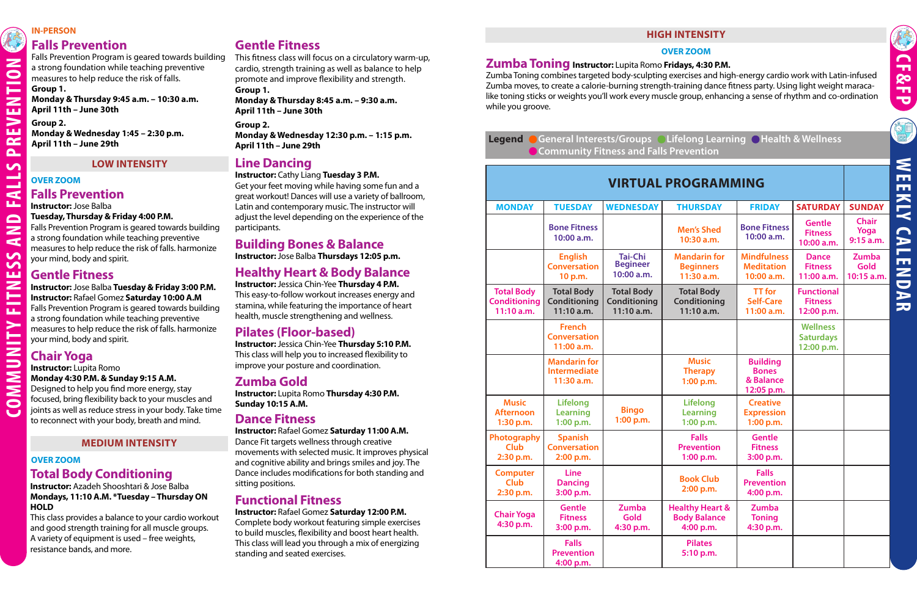# COMMUNITY FITNESS AND FALLS PREVENTION

**IN-PERSON**

## Falls Prevention

Falls Prevention Program is geared towards building a strong foundation while teaching preventive measures to help reduce the risk of falls.

**Group 1.**
**Monday & Thursday 9:45 a.m. – 10:30 a.m.**
**April 11th – June 30th**

**Group 2.**
**Monday & Wednesday 1:45 – 2:30 p.m.**
**April 11th – June 29th**

### LOW INTENSITY

**OVER ZOOM**

## Falls Prevention

**Instructor:** Jose Balba
**Tuesday, Thursday & Friday 4:00 P.M.**
Falls Prevention Program is geared towards building a strong foundation while teaching preventive measures to help reduce the risk of falls. harmonize your mind, body and spirit.

## Gentle Fitness

**Instructor:** Jose Balba **Tuesday & Friday 3:00 P.M.**
**Instructor:** Rafael Gomez **Saturday 10:00 A.M**
Falls Prevention Program is geared towards building a strong foundation while teaching preventive measures to help reduce the risk of falls. harmonize your mind, body and spirit.

## Chair Yoga

**Instructor:** Lupita Romo
**Monday 4:30 P.M. & Sunday 9:15 A.M.**
Designed to help you find more energy, stay focused, bring flexibility back to your muscles and joints as well as reduce stress in your body. Take time to reconnect with your body, breath and mind.

### MEDIUM INTENSITY

**OVER ZOOM**

## Total Body Conditioning

**Instructor:** Azadeh Shooshtari & Jose Balba
**Mondays, 11:10 A.M. *Tuesday – Thursday ON HOLD**
This class provides a balance to your cardio workout and good strength training for all muscle groups. A variety of equipment is used – free weights, resistance bands, and more.

## Gentle Fitness

This fitness class will focus on a circulatory warm-up, cardio, strength training as well as balance to help promote and improve flexibility and strength.

**Group 1.**
**Monday & Thursday 8:45 a.m. – 9:30 a.m.**
**April 11th – June 30th**

**Group 2.**
**Monday & Wednesday 12:30 p.m. – 1:15 p.m.**
**April 11th – June 29th**

## Line Dancing

**Instructor:** Cathy Liang **Tuesday 3 P.M.**
Get your feet moving while having some fun and a great workout! Dances will use a variety of ballroom, Latin and contemporary music. The instructor will adjust the level depending on the experience of the participants.

## Building Bones & Balance

**Instructor:** Jose Balba **Thursdays 12:05 p.m.**

## Healthy Heart & Body Balance

**Instructor:** Jessica Chin-Yee **Thursday 4 P.M.**
This easy-to-follow workout increases energy and stamina, while featuring the importance of heart health, muscle strengthening and wellness.

## Pilates (Floor-based)

**Instructor:** Jessica Chin-Yee **Thursday 5:10 P.M.**
This class will help you to increased flexibility to improve your posture and coordination.

## Zumba Gold

**Instructor:** Lupita Romo **Thursday 4:30 P.M.**
**Sunday 10:15 A.M.**

## Dance Fitness

**Instructor:** Rafael Gomez **Saturday 11:00 A.M.**
Dance Fit targets wellness through creative movements with selected music. It improves physical and cognitive ability and brings smiles and joy. The Dance includes modifications for both standing and sitting positions.

## Functional Fitness

**Instructor:** Rafael Gomez **Saturday 12:00 P.M.**
Complete body workout featuring simple exercises to build muscles, flexibility and boost heart health. This class will lead you through a mix of energizing standing and seated exercises.

### HIGH INTENSITY

**OVER ZOOM**

## Zumba Toning

**Instructor:** Lupita Romo **Fridays, 4:30 P.M.**
Zumba Toning combines targeted body-sculpting exercises and high-energy cardio work with Latin-infused Zumba moves, to create a calorie-burning strength-training dance fitness party. Using light weight maraca-like toning sticks or weights you'll work every muscle group, enhancing a sense of rhythm and co-ordination while you groove.

# WEEKLY CALENDAR

**Legend** General Interests/Groups · Lifelong Learning · Health & Wellness · Community Fitness and Falls Prevention

## VIRTUAL PROGRAMMING

| MONDAY | TUESDAY | WEDNESDAY | THURSDAY | FRIDAY | SATURDAY | SUNDAY |
|---|---|---|---|---|---|---|
| | Bone Fitness 10:00 a.m. | | Men's Shed 10:30 a.m. | Bone Fitness 10:00 a.m. | Gentle Fitness 10:00 a.m. | Chair Yoga 9:15 a.m. |
| | English Conversation 10 p.m. | Tai-Chi Begineer 10:00 a.m. | Mandarin for Beginners 11:30 a.m. | Mindfulness Meditation 10:00 a.m. | Dance Fitness 11:00 a.m. | Zumba Gold 10:15 a.m. |
| Total Body Conditioning 11:10 a.m. | Total Body Conditioning 11:10 a.m. | Total Body Conditioning 11:10 a.m. | Total Body Conditioning 11:10 a.m. | TT for Self-Care 11:00 a.m. | Functional Fitness 12:00 p.m. | |
| | French Conversation 11:00 a.m. | | | | Wellness Saturdays 12:00 p.m. | |
| | Mandarin for Intermediate 11:30 a.m. | | Music Therapy 1:00 p.m. | Building Bones & Balance 12:05 p.m. | | |
| Music Afternoon 1:30 p.m. | Lifelong Learning 1:00 p.m. | Bingo 1:00 p.m. | Lifelong Learning 1:00 p.m. | Creative Expression 1:00 p.m. | | |
| Photography Club 2:30 p.m. | Spanish Conversation 2:00 p.m. | | Falls Prevention 1:00 p.m. | Gentle Fitness 3:00 p.m. | | |
| Computer Club 2:30 p.m. | Line Dancing 3:00 p.m. | | Book Club 2:00 p.m. | Falls Prevention 4:00 p.m. | | |
| Chair Yoga 4:30 p.m. | Gentle Fitness 3:00 p.m. | Zumba Gold 4:30 p.m. | Healthy Heart & Body Balance 4:00 p.m. | Zumba Toning 4:30 p.m. | | |
| | Falls Prevention 4:00 p.m. | | Pilates 5:10 p.m. | | | |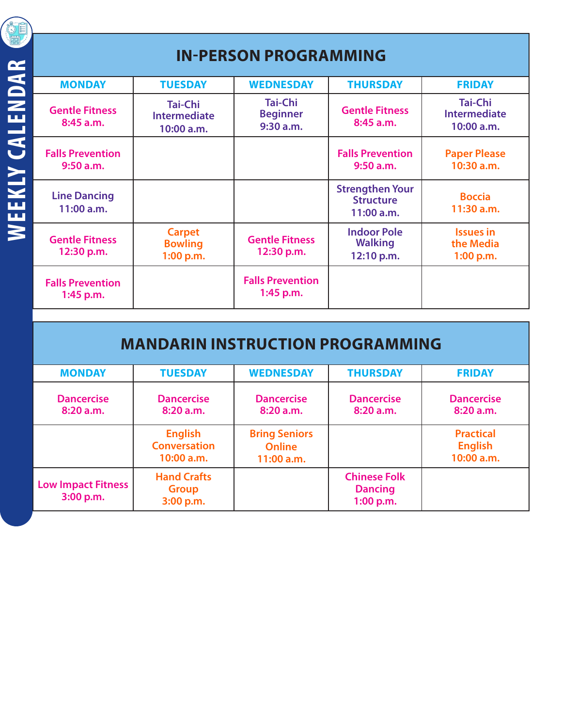WEEKLY CALENDAR

## IN-PERSON PROGRAMMING

| MONDAY | TUESDAY | WEDNESDAY | THURSDAY | FRIDAY |
|---|---|---|---|---|
| Gentle Fitness 8:45 a.m. | Tai-Chi Intermediate 10:00 a.m. | Tai-Chi Beginner 9:30 a.m. | Gentle Fitness 8:45 a.m. | Tai-Chi Intermediate 10:00 a.m. |
| Falls Prevention 9:50 a.m. | | | Falls Prevention 9:50 a.m. | Paper Please 10:30 a.m. |
| Line Dancing 11:00 a.m. | | | Strengthen Your Structure 11:00 a.m. | Boccia 11:30 a.m. |
| Gentle Fitness 12:30 p.m. | Carpet Bowling 1:00 p.m. | Gentle Fitness 12:30 p.m. | Indoor Pole Walking 12:10 p.m. | Issues in the Media 1:00 p.m. |
| Falls Prevention 1:45 p.m. | | Falls Prevention 1:45 p.m. | | |

## MANDARIN INSTRUCTION PROGRAMMING

| MONDAY | TUESDAY | WEDNESDAY | THURSDAY | FRIDAY |
|---|---|---|---|---|
| Dancercise 8:20 a.m. | Dancercise 8:20 a.m. | Dancercise 8:20 a.m. | Dancercise 8:20 a.m. | Dancercise 8:20 a.m. |
| | English Conversation 10:00 a.m. | Bring Seniors Online 11:00 a.m. | | Practical English 10:00 a.m. |
| Low Impact Fitness 3:00 p.m. | Hand Crafts Group 3:00 p.m. | | Chinese Folk Dancing 1:00 p.m. | |